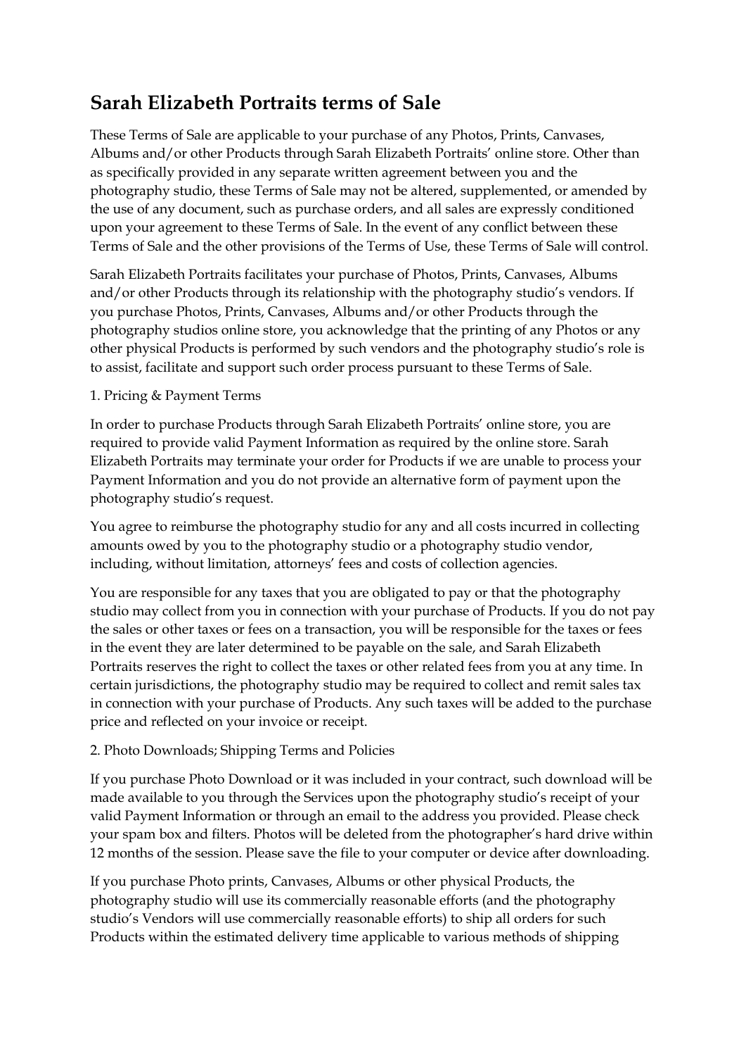# Sarah Elizabeth Portraits terms of Sale

These Terms of Sale are applicable to your purchase of any Photos, Prints, Canvases, Albums and/or other Products through Sarah Elizabeth Portraits' online store. Other than as specifically provided in any separate written agreement between you and the photography studio, these Terms of Sale may not be altered, supplemented, or amended by the use of any document, such as purchase orders, and all sales are expressly conditioned upon your agreement to these Terms of Sale. In the event of any conflict between these Terms of Sale and the other provisions of the Terms of Use, these Terms of Sale will control.

Sarah Elizabeth Portraits facilitates your purchase of Photos, Prints, Canvases, Albums and/or other Products through its relationship with the photography studio's vendors. If you purchase Photos, Prints, Canvases, Albums and/or other Products through the photography studios online store, you acknowledge that the printing of any Photos or any other physical Products is performed by such vendors and the photography studio's role is to assist, facilitate and support such order process pursuant to these Terms of Sale.

1. Pricing & Payment Terms

In order to purchase Products through Sarah Elizabeth Portraits' online store, you are required to provide valid Payment Information as required by the online store. Sarah Elizabeth Portraits may terminate your order for Products if we are unable to process your Payment Information and you do not provide an alternative form of payment upon the photography studio's request.

You agree to reimburse the photography studio for any and all costs incurred in collecting amounts owed by you to the photography studio or a photography studio vendor, including, without limitation, attorneys' fees and costs of collection agencies.

You are responsible for any taxes that you are obligated to pay or that the photography studio may collect from you in connection with your purchase of Products. If you do not pay the sales or other taxes or fees on a transaction, you will be responsible for the taxes or fees in the event they are later determined to be payable on the sale, and Sarah Elizabeth Portraits reserves the right to collect the taxes or other related fees from you at any time. In certain jurisdictions, the photography studio may be required to collect and remit sales tax in connection with your purchase of Products. Any such taxes will be added to the purchase price and reflected on your invoice or receipt.

2. Photo Downloads; Shipping Terms and Policies

If you purchase Photo Download or it was included in your contract, such download will be made available to you through the Services upon the photography studio's receipt of your valid Payment Information or through an email to the address you provided. Please check your spam box and filters. Photos will be deleted from the photographer's hard drive within 12 months of the session. Please save the file to your computer or device after downloading.

If you purchase Photo prints, Canvases, Albums or other physical Products, the photography studio will use its commercially reasonable efforts (and the photography studio's Vendors will use commercially reasonable efforts) to ship all orders for such Products within the estimated delivery time applicable to various methods of shipping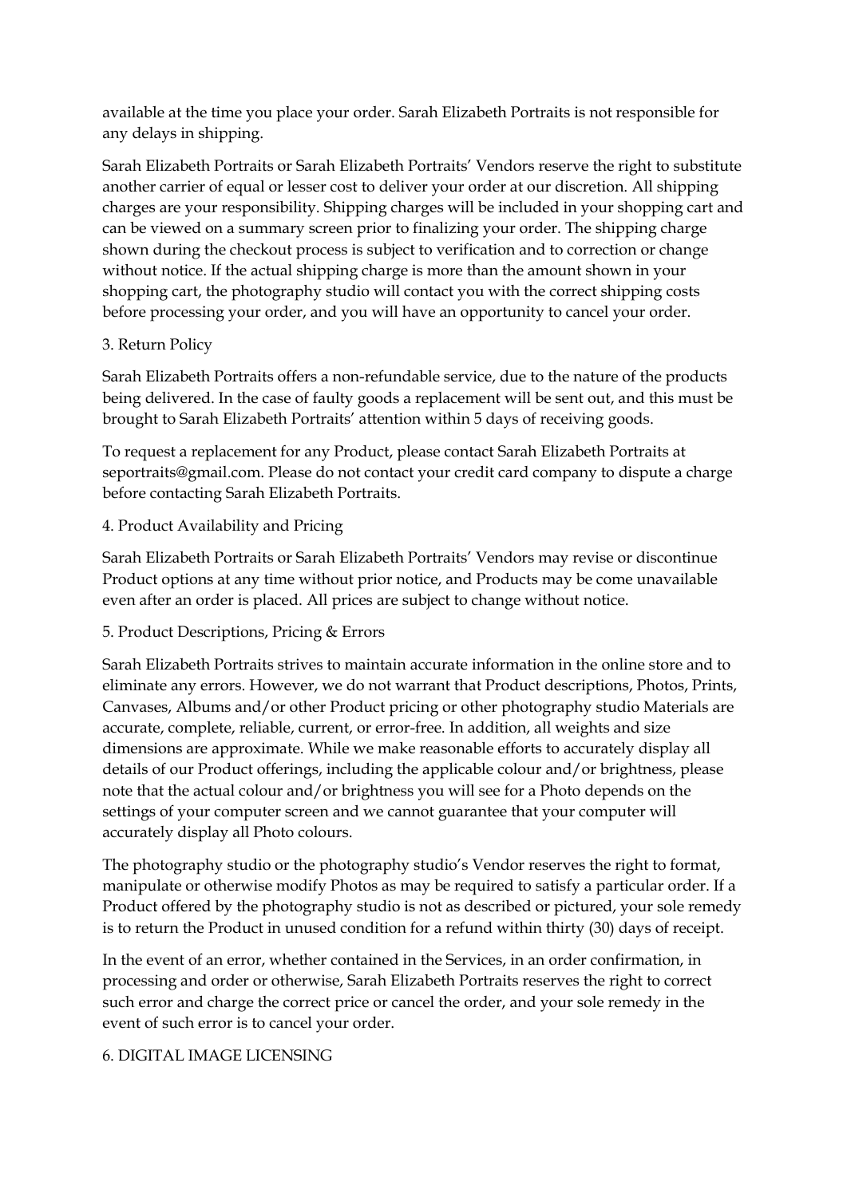available at the time you place your order. Sarah Elizabeth Portraits is not responsible for any delays in shipping.

Sarah Elizabeth Portraits or Sarah Elizabeth Portraits' Vendors reserve the right to substitute another carrier of equal or lesser cost to deliver your order at our discretion. All shipping charges are your responsibility. Shipping charges will be included in your shopping cart and can be viewed on a summary screen prior to finalizing your order. The shipping charge shown during the checkout process is subject to verification and to correction or change without notice. If the actual shipping charge is more than the amount shown in your shopping cart, the photography studio will contact you with the correct shipping costs before processing your order, and you will have an opportunity to cancel your order.

## 3. Return Policy

Sarah Elizabeth Portraits offers a non-refundable service, due to the nature of the products being delivered. In the case of faulty goods a replacement will be sent out, and this must be brought to Sarah Elizabeth Portraits' attention within 5 days of receiving goods.

To request a replacement for any Product, please contact Sarah Elizabeth Portraits at seportraits@gmail.com. Please do not contact your credit card company to dispute a charge before contacting Sarah Elizabeth Portraits.

## 4. Product Availability and Pricing

Sarah Elizabeth Portraits or Sarah Elizabeth Portraits' Vendors may revise or discontinue Product options at any time without prior notice, and Products may be come unavailable even after an order is placed. All prices are subject to change without notice.

## 5. Product Descriptions, Pricing & Errors

Sarah Elizabeth Portraits strives to maintain accurate information in the online store and to eliminate any errors. However, we do not warrant that Product descriptions, Photos, Prints, Canvases, Albums and/or other Product pricing or other photography studio Materials are accurate, complete, reliable, current, or error-free. In addition, all weights and size dimensions are approximate. While we make reasonable efforts to accurately display all details of our Product offerings, including the applicable colour and/or brightness, please note that the actual colour and/or brightness you will see for a Photo depends on the settings of your computer screen and we cannot guarantee that your computer will accurately display all Photo colours.

The photography studio or the photography studio's Vendor reserves the right to format, manipulate or otherwise modify Photos as may be required to satisfy a particular order. If a Product offered by the photography studio is not as described or pictured, your sole remedy is to return the Product in unused condition for a refund within thirty (30) days of receipt.

In the event of an error, whether contained in the Services, in an order confirmation, in processing and order or otherwise, Sarah Elizabeth Portraits reserves the right to correct such error and charge the correct price or cancel the order, and your sole remedy in the event of such error is to cancel your order.

## 6. DIGITAL IMAGE LICENSING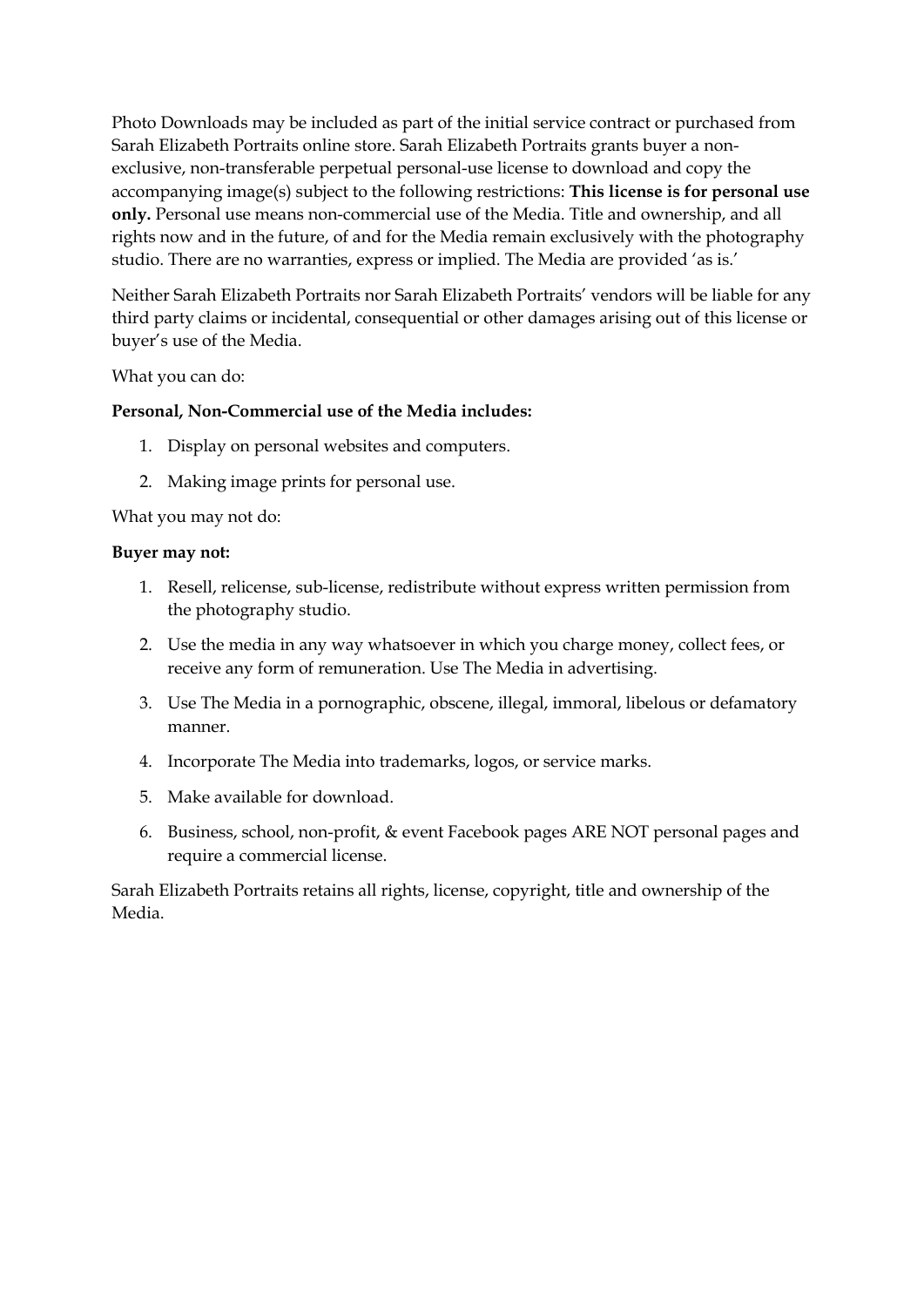Photo Downloads may be included as part of the initial service contract or purchased from Sarah Elizabeth Portraits online store. Sarah Elizabeth Portraits grants buyer a non-exclusive, non-transferable perpetual personal-use license to download and copy the accompanying image(s) subject to the following restrictions: **This license is for personal use only.** Personal use means non-commercial use of the Media. Title and ownership, and all rights now and in the future, of and for the Media remain exclusively with the photography studio. There are no warranties, express or implied. The Media are provided 'as is.'

Neither Sarah Elizabeth Portraits nor Sarah Elizabeth Portraits' vendors will be liable for any third party claims or incidental, consequential or other damages arising out of this license or buyer's use of the Media.

What you can do:

**Personal, Non-Commercial use of the Media includes:**

1. Display on personal websites and computers.
2. Making image prints for personal use.

What you may not do:

**Buyer may not:**

1. Resell, relicense, sub-license, redistribute without express written permission from the photography studio.
2. Use the media in any way whatsoever in which you charge money, collect fees, or receive any form of remuneration. Use The Media in advertising.
3. Use The Media in a pornographic, obscene, illegal, immoral, libelous or defamatory manner.
4. Incorporate The Media into trademarks, logos, or service marks.
5. Make available for download.
6. Business, school, non-profit, & event Facebook pages ARE NOT personal pages and require a commercial license.

Sarah Elizabeth Portraits retains all rights, license, copyright, title and ownership of the Media.